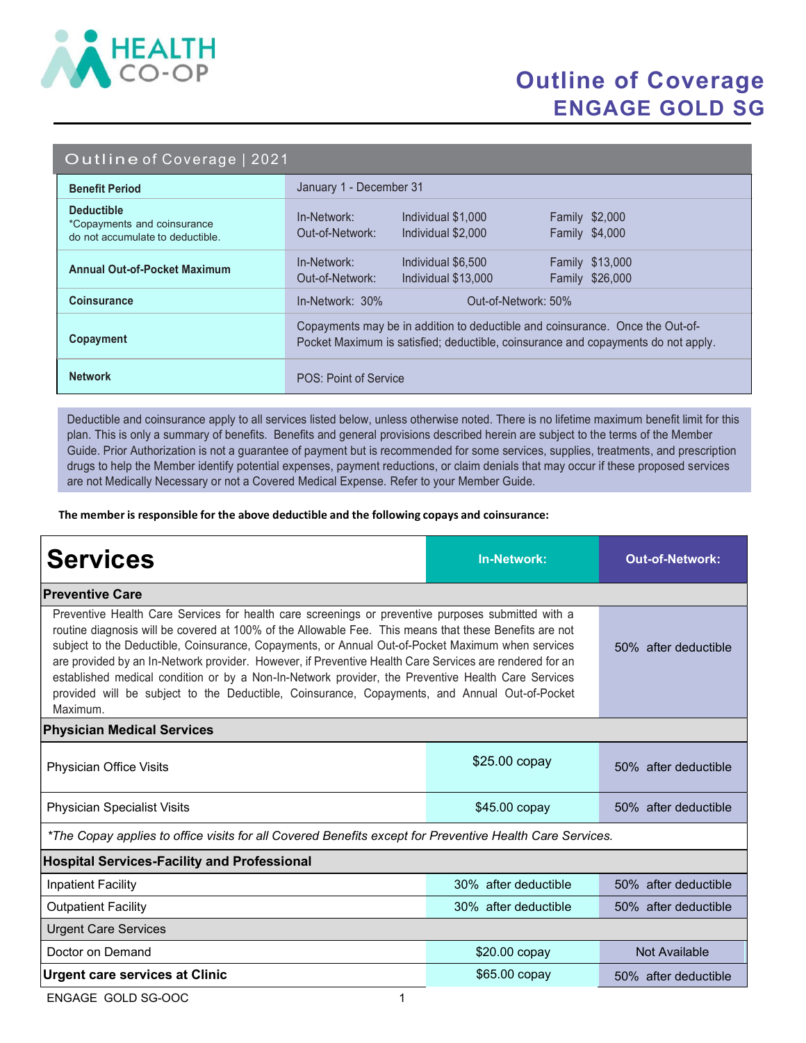HEALTH CO-OP

# Outline of Coverage
## ENGAGE GOLD SG

| Outline of Coverage \| 2021 | | | |
|---|---|---|---|
| **Benefit Period** | January 1 - December 31 | | |
| **Deductible**<br>*Copayments and coinsurance do not accumulate to deductible. | In-Network:<br>Out-of-Network: | Individual $1,000<br>Individual $2,000 | Family $2,000<br>Family $4,000 |
| **Annual Out-of-Pocket Maximum** | In-Network:<br>Out-of-Network: | Individual $6,500<br>Individual $13,000 | Family $13,000<br>Family $26,000 |
| **Coinsurance** | In-Network: 30% | Out-of-Network: 50% | |
| **Copayment** | Copayments may be in addition to deductible and coinsurance. Once the Out-of-Pocket Maximum is satisfied; deductible, coinsurance and copayments do not apply. | | |
| **Network** | POS: Point of Service | | |

Deductible and coinsurance apply to all services listed below, unless otherwise noted. There is no lifetime maximum benefit limit for this plan. This is only a summary of benefits. Benefits and general provisions described herein are subject to the terms of the Member Guide. Prior Authorization is not a guarantee of payment but is recommended for some services, supplies, treatments, and prescription drugs to help the Member identify potential expenses, payment reductions, or claim denials that may occur if these proposed services are not Medically Necessary or not a Covered Medical Expense. Refer to your Member Guide.

**The member is responsible for the above deductible and the following copays and coinsurance:**

| Services | In-Network: | Out-of-Network: |
|---|---|---|
| **Preventive Care** | | |
| Preventive Health Care Services for health care screenings or preventive purposes submitted with a routine diagnosis will be covered at 100% of the Allowable Fee. This means that these Benefits are not subject to the Deductible, Coinsurance, Copayments, or Annual Out-of-Pocket Maximum when services are provided by an In-Network provider. However, if Preventive Health Care Services are rendered for an established medical condition or by a Non-In-Network provider, the Preventive Health Care Services provided will be subject to the Deductible, Coinsurance, Copayments, and Annual Out-of-Pocket Maximum. | | 50% after deductible |
| **Physician Medical Services** | | |
| Physician Office Visits | $25.00 copay | 50% after deductible |
| Physician Specialist Visits | $45.00 copay | 50% after deductible |
| *\*The Copay applies to office visits for all Covered Benefits except for Preventive Health Care Services.* | | |
| **Hospital Services-Facility and Professional** | | |
| Inpatient Facility | 30% after deductible | 50% after deductible |
| Outpatient Facility | 30% after deductible | 50% after deductible |
| Urgent Care Services | | |
| Doctor on Demand | $20.00 copay | Not Available |
| **Urgent care services at Clinic** | $65.00 copay | 50% after deductible |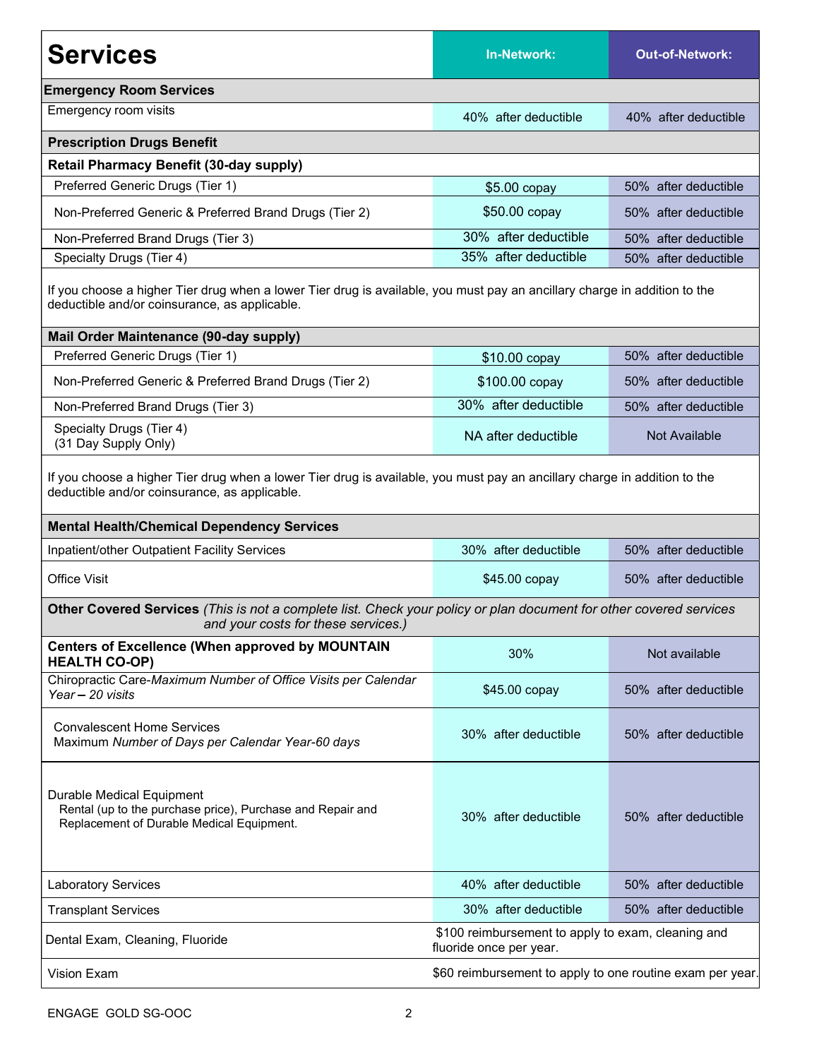| Services | In-Network: | Out-of-Network: |
|---|---|---|
| **Emergency Room Services** | | |
| Emergency room visits | 40% after deductible | 40% after deductible |
| **Prescription Drugs Benefit** | | |
| **Retail Pharmacy Benefit (30-day supply)** | | |
| Preferred Generic Drugs (Tier 1) | $5.00 copay | 50% after deductible |
| Non-Preferred Generic & Preferred Brand Drugs (Tier 2) | $50.00 copay | 50% after deductible |
| Non-Preferred Brand Drugs (Tier 3) | 30% after deductible | 50% after deductible |
| Specialty Drugs (Tier 4) | 35% after deductible | 50% after deductible |
| If you choose a higher Tier drug when a lower Tier drug is available, you must pay an ancillary charge in addition to the deductible and/or coinsurance, as applicable. | | |
| **Mail Order Maintenance (90-day supply)** | | |
| Preferred Generic Drugs (Tier 1) | $10.00 copay | 50% after deductible |
| Non-Preferred Generic & Preferred Brand Drugs (Tier 2) | $100.00 copay | 50% after deductible |
| Non-Preferred Brand Drugs (Tier 3) | 30% after deductible | 50% after deductible |
| Specialty Drugs (Tier 4) (31 Day Supply Only) | NA after deductible | Not Available |
| If you choose a higher Tier drug when a lower Tier drug is available, you must pay an ancillary charge in addition to the deductible and/or coinsurance, as applicable. | | |
| **Mental Health/Chemical Dependency Services** | | |
| Inpatient/other Outpatient Facility Services | 30% after deductible | 50% after deductible |
| Office Visit | $45.00 copay | 50% after deductible |
| **Other Covered Services** *(This is not a complete list. Check your policy or plan document for other covered services and your costs for these services.)* | | |
| **Centers of Excellence (When approved by MOUNTAIN HEALTH CO-OP)** | 30% | Not available |
| Chiropractic Care-*Maximum Number of Office Visits per Calendar Year – 20 visits* | $45.00 copay | 50% after deductible |
| Convalescent Home Services Maximum *Number of Days per Calendar Year-60 days* | 30% after deductible | 50% after deductible |
| Durable Medical Equipment Rental (up to the purchase price), Purchase and Repair and Replacement of Durable Medical Equipment. | 30% after deductible | 50% after deductible |
| Laboratory Services | 40% after deductible | 50% after deductible |
| Transplant Services | 30% after deductible | 50% after deductible |
| Dental Exam, Cleaning, Fluoride | $100 reimbursement to apply to exam, cleaning and fluoride once per year. | |
| Vision Exam | $60 reimbursement to apply to one routine exam per year. | |

ENGAGE GOLD SG-OOC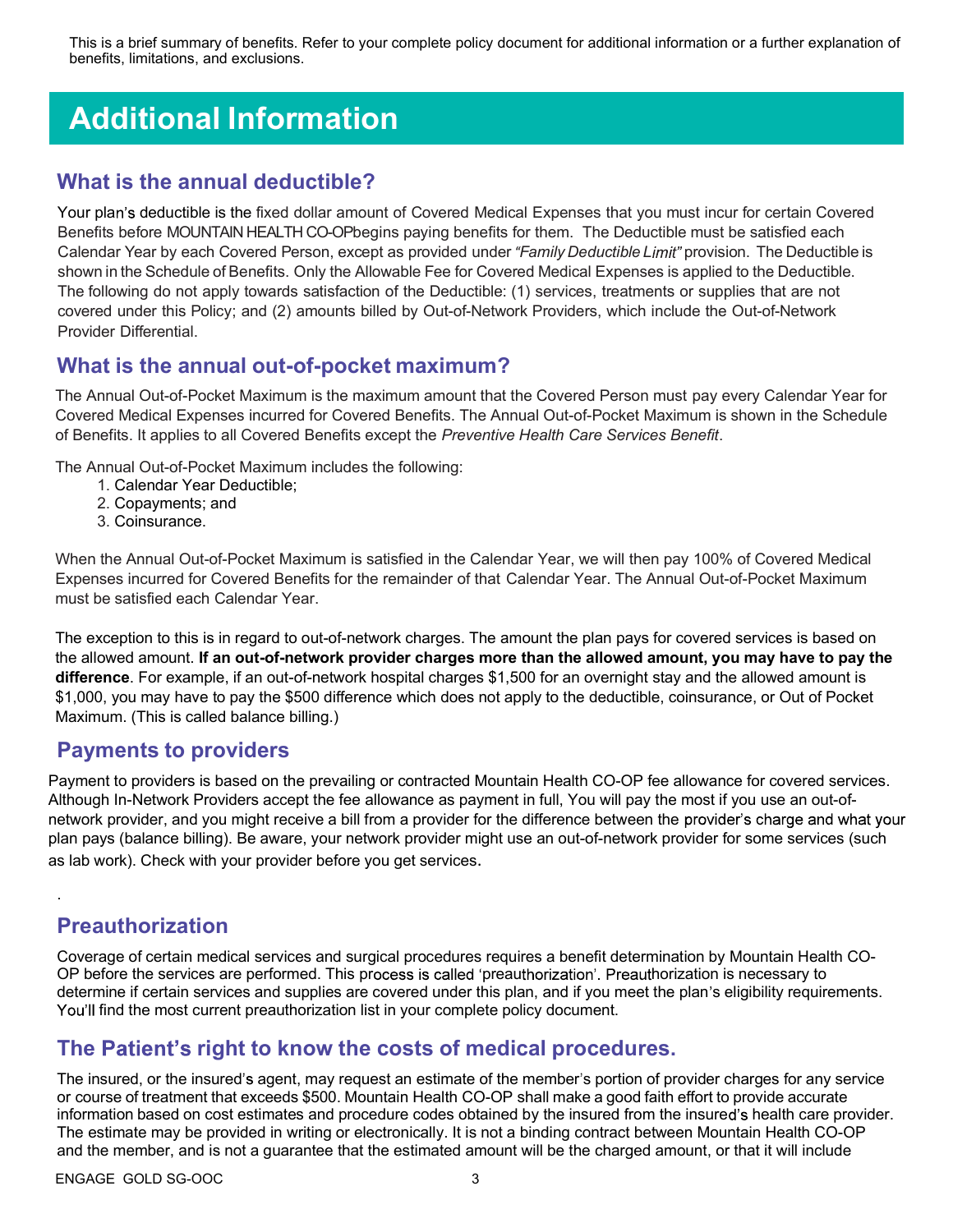This is a brief summary of benefits. Refer to your complete policy document for additional information or a further explanation of benefits, limitations, and exclusions.

# Additional Information

## What is the annual deductible?

Your plan's deductible is the fixed dollar amount of Covered Medical Expenses that you must incur for certain Covered Benefits before MOUNTAIN HEALTH CO-OPbegins paying benefits for them. The Deductible must be satisfied each Calendar Year by each Covered Person, except as provided under *"Family Deductible Limit"* provision. The Deductible is shown in the Schedule of Benefits. Only the Allowable Fee for Covered Medical Expenses is applied to the Deductible. The following do not apply towards satisfaction of the Deductible: (1) services, treatments or supplies that are not covered under this Policy; and (2) amounts billed by Out-of-Network Providers, which include the Out-of-Network Provider Differential.

## What is the annual out-of-pocket maximum?

The Annual Out-of-Pocket Maximum is the maximum amount that the Covered Person must pay every Calendar Year for Covered Medical Expenses incurred for Covered Benefits. The Annual Out-of-Pocket Maximum is shown in the Schedule of Benefits. It applies to all Covered Benefits except the *Preventive Health Care Services Benefit*.

The Annual Out-of-Pocket Maximum includes the following:

1. Calendar Year Deductible;
2. Copayments; and
3. Coinsurance.

When the Annual Out-of-Pocket Maximum is satisfied in the Calendar Year, we will then pay 100% of Covered Medical Expenses incurred for Covered Benefits for the remainder of that Calendar Year. The Annual Out-of-Pocket Maximum must be satisfied each Calendar Year.

The exception to this is in regard to out-of-network charges. The amount the plan pays for covered services is based on the allowed amount. **If an out-of-network provider charges more than the allowed amount, you may have to pay the difference**. For example, if an out-of-network hospital charges $1,500 for an overnight stay and the allowed amount is $1,000, you may have to pay the $500 difference which does not apply to the deductible, coinsurance, or Out of Pocket Maximum. (This is called balance billing.)

## Payments to providers

Payment to providers is based on the prevailing or contracted Mountain Health CO-OP fee allowance for covered services. Although In-Network Providers accept the fee allowance as payment in full, You will pay the most if you use an out-of-network provider, and you might receive a bill from a provider for the difference between the provider's charge and what your plan pays (balance billing). Be aware, your network provider might use an out-of-network provider for some services (such as lab work). Check with your provider before you get services.

## Preauthorization

Coverage of certain medical services and surgical procedures requires a benefit determination by Mountain Health CO-OP before the services are performed. This process is called 'preauthorization'. Preauthorization is necessary to determine if certain services and supplies are covered under this plan, and if you meet the plan's eligibility requirements. You'll find the most current preauthorization list in your complete policy document.

## The Patient's right to know the costs of medical procedures.

The insured, or the insured's agent, may request an estimate of the member's portion of provider charges for any service or course of treatment that exceeds $500. Mountain Health CO-OP shall make a good faith effort to provide accurate information based on cost estimates and procedure codes obtained by the insured from the insured's health care provider. The estimate may be provided in writing or electronically. It is not a binding contract between Mountain Health CO-OP and the member, and is not a guarantee that the estimated amount will be the charged amount, or that it will include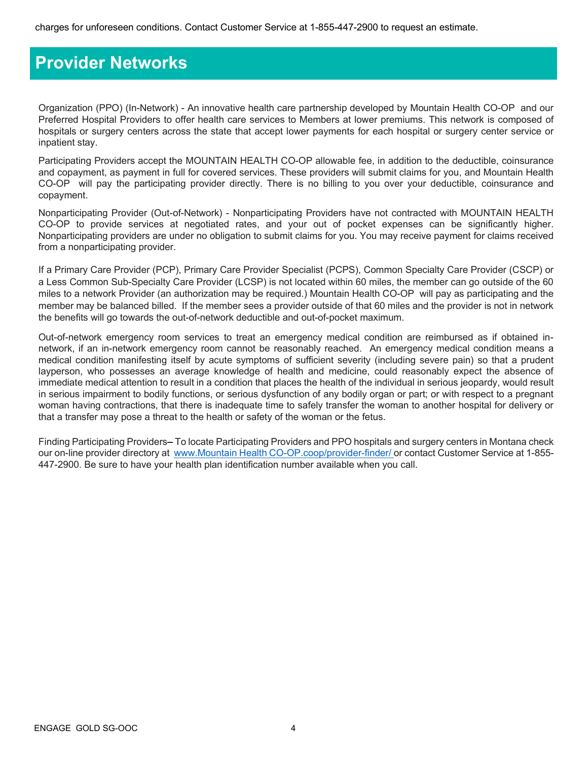charges for unforeseen conditions. Contact Customer Service at 1-855-447-2900 to request an estimate.

# Provider Networks

Organization (PPO) (In-Network) - An innovative health care partnership developed by Mountain Health CO-OP and our Preferred Hospital Providers to offer health care services to Members at lower premiums. This network is composed of hospitals or surgery centers across the state that accept lower payments for each hospital or surgery center service or inpatient stay.

Participating Providers accept the MOUNTAIN HEALTH CO-OP allowable fee, in addition to the deductible, coinsurance and copayment, as payment in full for covered services. These providers will submit claims for you, and Mountain Health CO-OP will pay the participating provider directly. There is no billing to you over your deductible, coinsurance and copayment.

Nonparticipating Provider (Out-of-Network) - Nonparticipating Providers have not contracted with MOUNTAIN HEALTH CO-OP to provide services at negotiated rates, and your out of pocket expenses can be significantly higher. Nonparticipating providers are under no obligation to submit claims for you. You may receive payment for claims received from a nonparticipating provider.

If a Primary Care Provider (PCP), Primary Care Provider Specialist (PCPS), Common Specialty Care Provider (CSCP) or a Less Common Sub-Specialty Care Provider (LCSP) is not located within 60 miles, the member can go outside of the 60 miles to a network Provider (an authorization may be required.) Mountain Health CO-OP will pay as participating and the member may be balanced billed. If the member sees a provider outside of that 60 miles and the provider is not in network the benefits will go towards the out-of-network deductible and out-of-pocket maximum.

Out-of-network emergency room services to treat an emergency medical condition are reimbursed as if obtained in-network, if an in-network emergency room cannot be reasonably reached. An emergency medical condition means a medical condition manifesting itself by acute symptoms of sufficient severity (including severe pain) so that a prudent layperson, who possesses an average knowledge of health and medicine, could reasonably expect the absence of immediate medical attention to result in a condition that places the health of the individual in serious jeopardy, would result in serious impairment to bodily functions, or serious dysfunction of any bodily organ or part; or with respect to a pregnant woman having contractions, that there is inadequate time to safely transfer the woman to another hospital for delivery or that a transfer may pose a threat to the health or safety of the woman or the fetus.

Finding Participating Providers– To locate Participating Providers and PPO hospitals and surgery centers in Montana check our on-line provider directory at www.Mountain Health CO-OP.coop/provider-finder/ or contact Customer Service at 1-855-447-2900. Be sure to have your health plan identification number available when you call.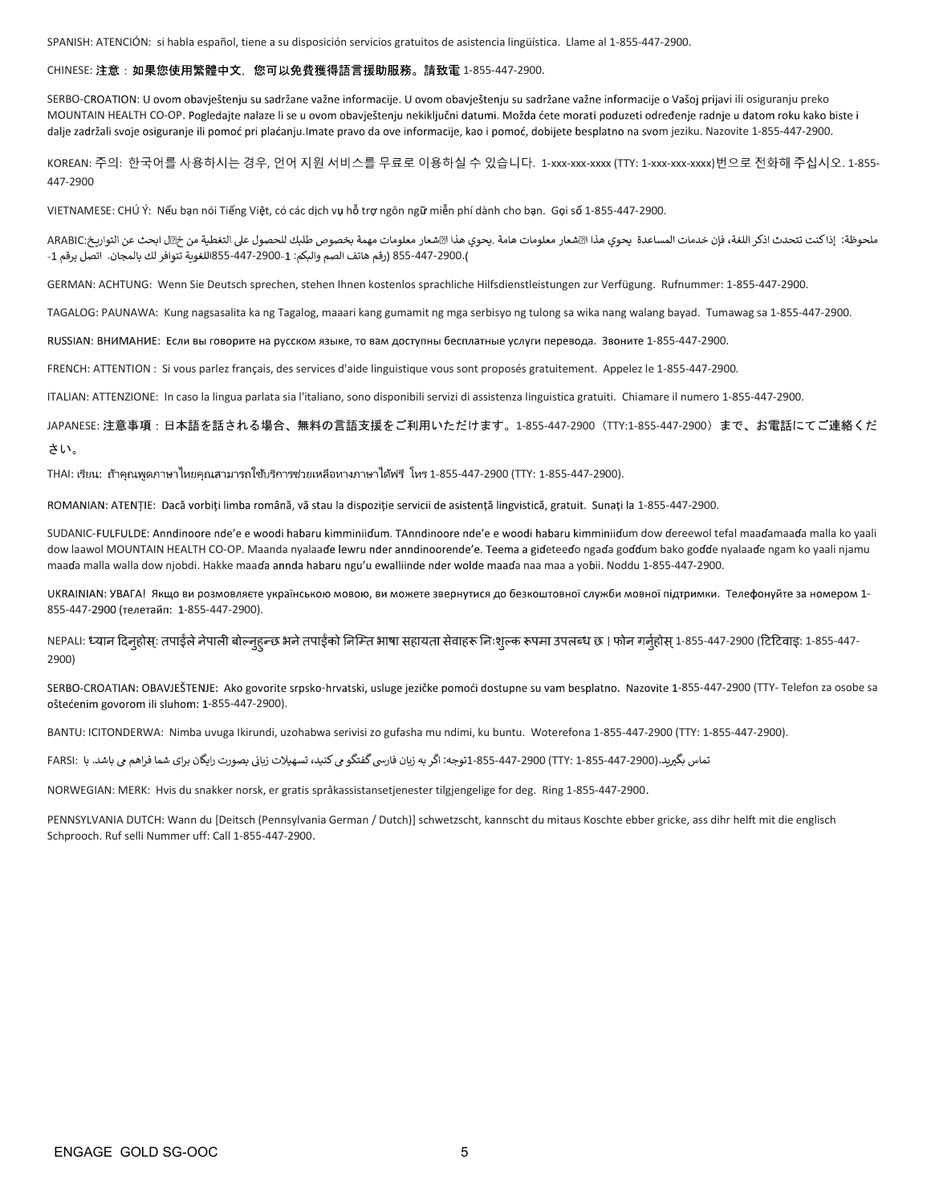SPANISH: ATENCIÓN: si habla español, tiene a su disposición servicios gratuitos de asistencia lingüística. Llame al 1-855-447-2900.

CHINESE: **注意：如果您使用繁體中文，您可以免費獲得語言援助服務。請致電** 1-855-447-2900.

SERBO-CROATION: U ovom obavještenju su sadržane važne informacije. U ovom obavještenju su sadržane važne informacije o Vašoj prijavi ili osiguranju preko MOUNTAIN HEALTH CO-OP. Pogledajte nalaze li se u ovom obavještenju nekiključni datumi. Možda ćete morati poduzeti određenje radnje u datom roku kako biste i dalje zadržali svoje osiguranje ili pomoć pri plaćanju.Imate pravo da ove informacije, kao i pomoć, dobijete besplatno na svom jeziku. Nazovite 1-855-447-2900.

KOREAN: 주의: 한국어를 사용하시는 경우, 언어 지원 서비스를 무료로 이용하실 수 있습니다. 1-xxx-xxx-xxxx (TTY: 1-xxx-xxx-xxxx)번으로 전화해 주십시오. 1-855-447-2900

VIETNAMESE: CHÚ Ý: Nếu bạn nói Tiếng Việt, có các dịch vụ hỗ trợ ngôn ngữ miễn phí dành cho bạn. Gọi số 1-855-447-2900.

ARABIC: ملحوظة: إذا كنت تتحدث اذكر اللغة، فإن خدمات المساعدة يحوي هذا الإشعار معلومات هامة. يحوي هذا الإشعار معلومات مهمة بخصوص طلبك للحصول على التغطية من خلال ابحث عن التواريخ اللغوية تتوافر لك بالمجان. اتصل برقم 1-855-447-2900 (رقم هاتف الصم والبكم: 1-855-447-2900).

GERMAN: ACHTUNG: Wenn Sie Deutsch sprechen, stehen Ihnen kostenlos sprachliche Hilfsdienstleistungen zur Verfügung. Rufnummer: 1-855-447-2900.

TAGALOG: PAUNAWA: Kung nagsasalita ka ng Tagalog, maaari kang gumamit ng mga serbisyo ng tulong sa wika nang walang bayad. Tumawag sa 1-855-447-2900.

RUSSIAN: ВНИМАНИЕ: Если вы говорите на русском языке, то вам доступны бесплатные услуги перевода. Звоните 1-855-447-2900.

FRENCH: ATTENTION : Si vous parlez français, des services d'aide linguistique vous sont proposés gratuitement. Appelez le 1-855-447-2900.

ITALIAN: ATTENZIONE: In caso la lingua parlata sia l'italiano, sono disponibili servizi di assistenza linguistica gratuiti. Chiamare il numero 1-855-447-2900.

JAPANESE: **注意事項：日本語を話される場合、無料の言語支援をご利用いただけます。**1-855-447-2900（TTY:1-855-447-2900）**まで、お電話にてご連絡ください。**

THAI: เรียน: ถ้าคุณพูดภาษาไทยคุณสามารถใช้บริการช่วยเหลือทางภาษาได้ฟรี โทร 1-855-447-2900 (TTY: 1-855-447-2900).

ROMANIAN: ATENȚIE: Dacă vorbiți limba română, vă stau la dispoziție servicii de asistență lingvistică, gratuit. Sunați la 1-855-447-2900.

SUDANIC-FULFULDE: Anndinoore nde'e e woodi habaru kimminiiɗum. TAnndinoore nde'e e woodi habaru kimminiiɗum dow ɗereewol tefal maaɗamaaɗa malla ko yaali dow laawol MOUNTAIN HEALTH CO-OP. Maanda nyalaaɗe lewru nder anndinoorende'e. Teema a giɗeteeɗo ngaɗa goɗɗum bako goɗɗe nyalaaɗe ngam ko yaali njamu maaɗa malla walla dow njobdi. Hakke maaɗa annda habaru ngu'u ewalliinde nder wolde maaɗa naa maa a yoɓii. Noddu 1-855-447-2900.

UKRAINIAN: УВАГА! Якщо ви розмовляєте українською мовою, ви можете звернутися до безкоштовної служби мовної підтримки. Телефонуйте за номером 1-855-447-2900 (телетайп: 1-855-447-2900).

NEPALI: ध्यान दिनुहोस्: तपाईंले नेपाली बोल्नुहुन्छ भने तपाईंको निम्ति भाषा सहायता सेवाहरू निःशुल्क रूपमा उपलब्ध छ । फोन गर्नुहोस् 1-855-447-2900 (टिटिवाइ: 1-855-447-2900)

SERBO-CROATIAN: OBAVJEŠTENJE: Ako govorite srpsko-hrvatski, usluge jezičke pomoći dostupne su vam besplatno. Nazovite 1-855-447-2900 (TTY- Telefon za osobe sa oštećenim govorom ili sluhom: 1-855-447-2900).

BANTU: ICITONDERWA: Nimba uvuga Ikirundi, uzohabwa serivisi zo gufasha mu ndimi, ku buntu. Woterefona 1-855-447-2900 (TTY: 1-855-447-2900).

FARSI: توجه: اگر به زبان فارسی گفتگو می کنید، تسهیلات زبانی بصورت رایگان برای شما فراهم می باشد. با 1-855-447-2900 (TTY: 1-855-447-2900) تماس بگیرید.

NORWEGIAN: MERK: Hvis du snakker norsk, er gratis språkassistansetjenester tilgjengelige for deg. Ring 1-855-447-2900.

PENNSYLVANIA DUTCH: Wann du [Deitsch (Pennsylvania German / Dutch)] schwetzscht, kannscht du mitaus Koschte ebber gricke, ass dihr helft mit die englisch Schprooch. Ruf selli Nummer uff: Call 1-855-447-2900.

ENGAGE GOLD SG-OOC